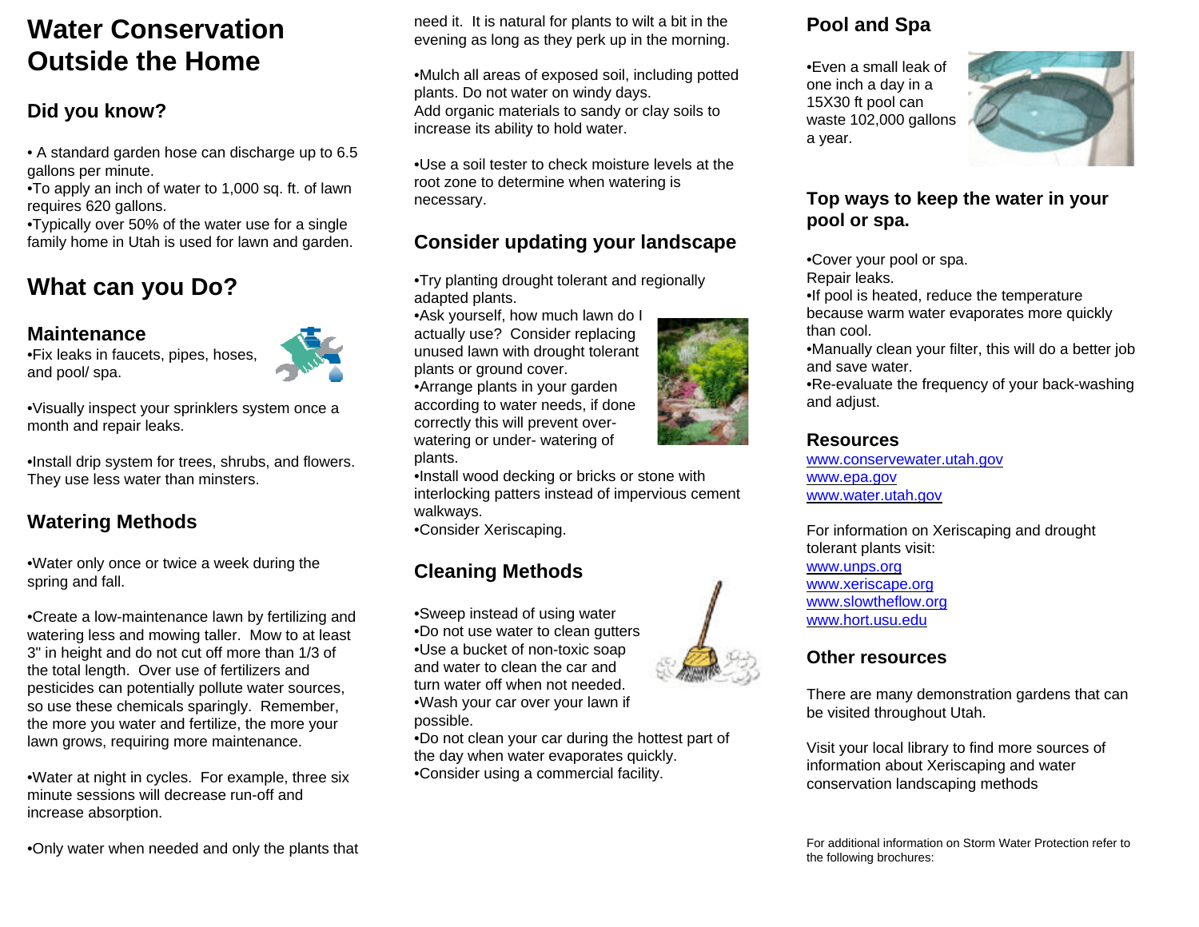# Water Conservation Outside the Home

## Did you know?

• A standard garden hose can discharge up to 6.5 gallons per minute.
•To apply an inch of water to 1,000 sq. ft. of lawn requires 620 gallons.
•Typically over 50% of the water use for a single family home in Utah is used for lawn and garden.

## What can you Do?

### Maintenance

•Fix leaks in faucets, pipes, hoses, and pool/ spa.

•Visually inspect your sprinklers system once a month and repair leaks.

•Install drip system for trees, shrubs, and flowers. They use less water than minsters.

### Watering Methods

•Water only once or twice a week during the spring and fall.

•Create a low-maintenance lawn by fertilizing and watering less and mowing taller. Mow to at least 3" in height and do not cut off more than 1/3 of the total length. Over use of fertilizers and pesticides can potentially pollute water sources, so use these chemicals sparingly. Remember, the more you water and fertilize, the more your lawn grows, requiring more maintenance.

•Water at night in cycles. For example, three six minute sessions will decrease run-off and increase absorption.

•Only water when needed and only the plants that need it. It is natural for plants to wilt a bit in the evening as long as they perk up in the morning.

•Mulch all areas of exposed soil, including potted plants. Do not water on windy days.
Add organic materials to sandy or clay soils to increase its ability to hold water.

•Use a soil tester to check moisture levels at the root zone to determine when watering is necessary.

### Consider updating your landscape

•Try planting drought tolerant and regionally adapted plants.
•Ask yourself, how much lawn do I actually use? Consider replacing unused lawn with drought tolerant plants or ground cover.
•Arrange plants in your garden according to water needs, if done correctly this will prevent over-watering or under- watering of plants.
•Install wood decking or bricks or stone with interlocking patters instead of impervious cement walkways.
•Consider Xeriscaping.

### Cleaning Methods

•Sweep instead of using water
•Do not use water to clean gutters
•Use a bucket of non-toxic soap and water to clean the car and turn water off when not needed.
•Wash your car over your lawn if possible.
•Do not clean your car during the hottest part of the day when water evaporates quickly.
•Consider using a commercial facility.

### Pool and Spa

•Even a small leak of one inch a day in a 15X30 ft pool can waste 102,000 gallons a year.

### Top ways to keep the water in your pool or spa.

•Cover your pool or spa.
Repair leaks.
•If pool is heated, reduce the temperature because warm water evaporates more quickly than cool.
•Manually clean your filter, this will do a better job and save water.
•Re-evaluate the frequency of your back-washing and adjust.

### Resources

www.conservewater.utah.gov
www.epa.gov
www.water.utah.gov

For information on Xeriscaping and drought tolerant plants visit:
www.unps.org
www.xeriscape.org
www.slowtheflow.org
www.hort.usu.edu

### Other resources

There are many demonstration gardens that can be visited throughout Utah.

Visit your local library to find more sources of information about Xeriscaping and water conservation landscaping methods

For additional information on Storm Water Protection refer to the following brochures: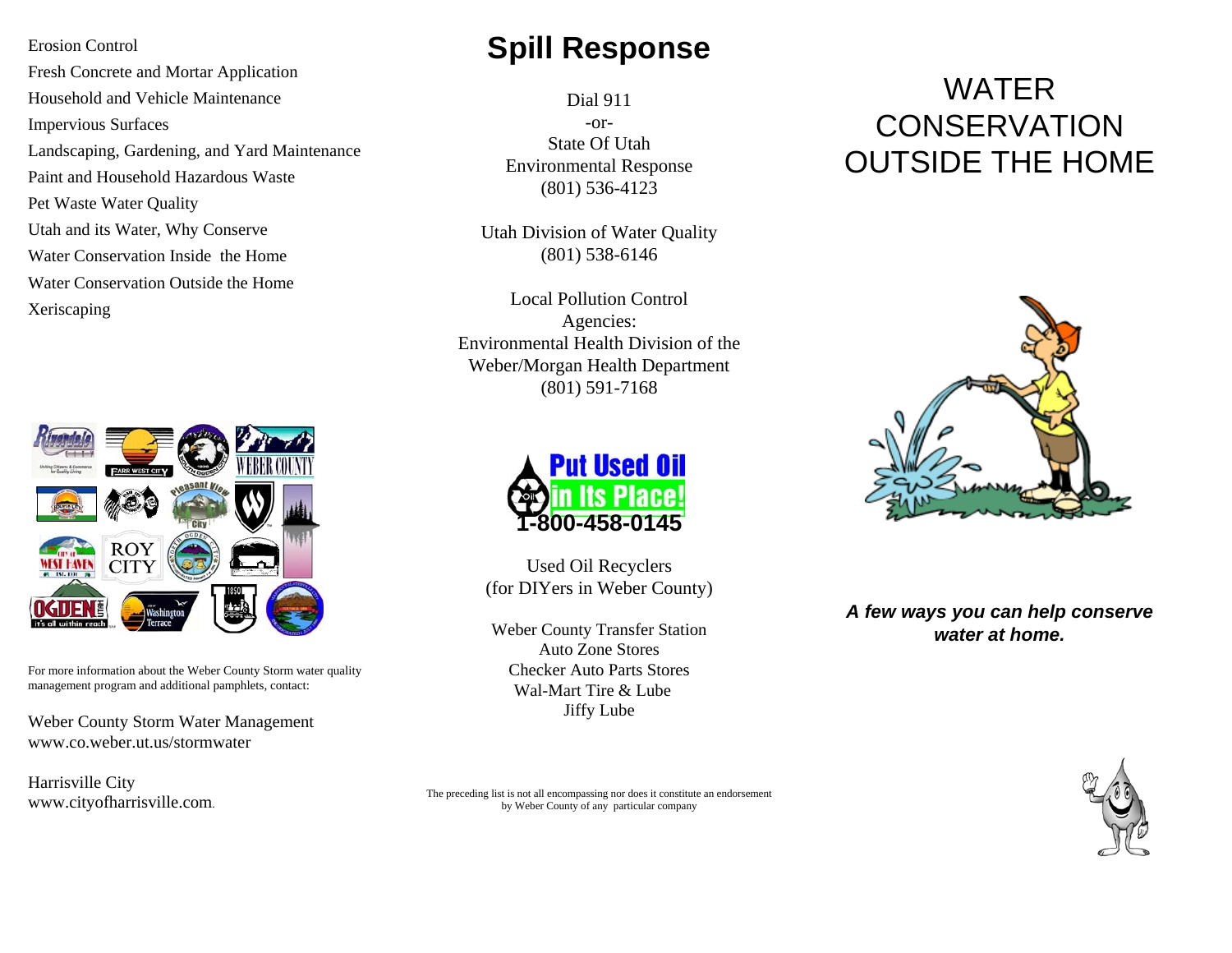Erosion Control

Fresh Concrete and Mortar Application

Household and Vehicle Maintenance

Impervious Surfaces

Landscaping, Gardening, and Yard Maintenance

Paint and Household Hazardous Waste

Pet Waste Water Quality

Utah and its Water, Why Conserve

Water Conservation Inside the Home

Water Conservation Outside the Home

Xeriscaping

For more information about the Weber County Storm water quality management program and additional pamphlets, contact:

Weber County Storm Water Management
www.co.weber.ut.us/stormwater

Harrisville City
www.cityofharrisville.com.

# Spill Response

Dial 911
-or-
State Of Utah
Environmental Response
(801) 536-4123

Utah Division of Water Quality
(801) 538-6146

Local Pollution Control
Agencies:
Environmental Health Division of the
Weber/Morgan Health Department
(801) 591-7168

**Put Used Oil in Its Place!**
**1-800-458-0145**

Used Oil Recyclers
(for DIYers in Weber County)

Weber County Transfer Station
Auto Zone Stores
Checker Auto Parts Stores
Wal-Mart Tire & Lube
Jiffy Lube

The preceding list is not all encompassing nor does it constitute an endorsement by Weber County of any particular company

# WATER CONSERVATION OUTSIDE THE HOME

***A few ways you can help conserve water at home.***